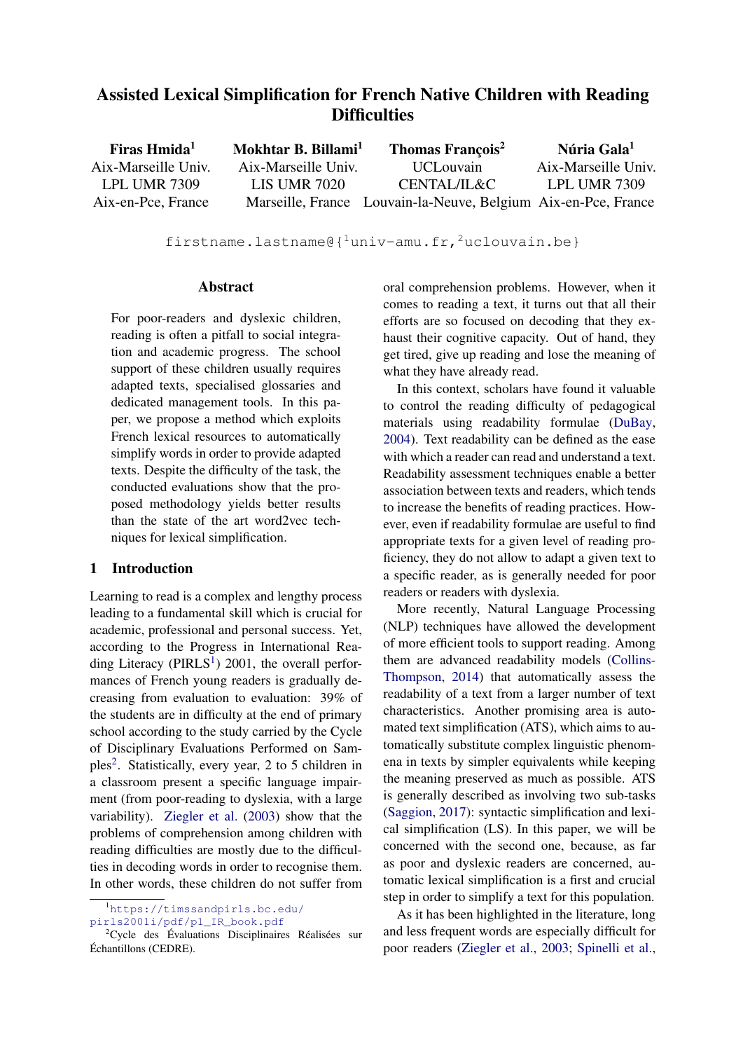# Assisted Lexical Simplification for French Native Children with Reading Difficulties

**Firas Hmida**[1]
Aix-Marseille Univ.
LPL UMR 7309
Aix-en-Pce, France

**Mokhtar B. Billami**[1]
Aix-Marseille Univ.
LIS UMR 7020
Marseille, France

**Thomas François**[2]
UCLouvain
CENTAL/IL&C
Louvain-la-Neuve, Belgium

**Núria Gala**[1]
Aix-Marseille Univ.
LPL UMR 7309
Aix-en-Pce, France

firstname.lastname@{[1]univ-amu.fr,[2]uclouvain.be}

## Abstract

For poor-readers and dyslexic children, reading is often a pitfall to social integration and academic progress. The school support of these children usually requires adapted texts, specialised glossaries and dedicated management tools. In this paper, we propose a method which exploits French lexical resources to automatically simplify words in order to provide adapted texts. Despite the difficulty of the task, the conducted evaluations show that the proposed methodology yields better results than the state of the art word2vec techniques for lexical simplification.

## 1 Introduction

Learning to read is a complex and lengthy process leading to a fundamental skill which is crucial for academic, professional and personal success. Yet, according to the Progress in International Reading Literacy (PIRLS[1]) 2001, the overall performances of French young readers is gradually decreasing from evaluation to evaluation: 39% of the students are in difficulty at the end of primary school according to the study carried by the Cycle of Disciplinary Evaluations Performed on Samples[2]. Statistically, every year, 2 to 5 children in a classroom present a specific language impairment (from poor-reading to dyslexia, with a large variability). Ziegler et al. (2003) show that the problems of comprehension among children with reading difficulties are mostly due to the difficulties in decoding words in order to recognise them. In other words, these children do not suffer from oral comprehension problems. However, when it comes to reading a text, it turns out that all their efforts are so focused on decoding that they exhaust their cognitive capacity. Out of hand, they get tired, give up reading and lose the meaning of what they have already read.

In this context, scholars have found it valuable to control the reading difficulty of pedagogical materials using readability formulae (DuBay, 2004). Text readability can be defined as the ease with which a reader can read and understand a text. Readability assessment techniques enable a better association between texts and readers, which tends to increase the benefits of reading practices. However, even if readability formulae are useful to find appropriate texts for a given level of reading proficiency, they do not allow to adapt a given text to a specific reader, as is generally needed for poor readers or readers with dyslexia.

More recently, Natural Language Processing (NLP) techniques have allowed the development of more efficient tools to support reading. Among them are advanced readability models (Collins-Thompson, 2014) that automatically assess the readability of a text from a larger number of text characteristics. Another promising area is automated text simplification (ATS), which aims to automatically substitute complex linguistic phenomena in texts by simpler equivalents while keeping the meaning preserved as much as possible. ATS is generally described as involving two sub-tasks (Saggion, 2017): syntactic simplification and lexical simplification (LS). In this paper, we will be concerned with the second one, because, as far as poor and dyslexic readers are concerned, automatic lexical simplification is a first and crucial step in order to simplify a text for this population.

As it has been highlighted in the literature, long and less frequent words are especially difficult for poor readers (Ziegler et al., 2003; Spinelli et al.,

[1] https://timssandpirls.bc.edu/pirls2001i/pdf/p1_IR_book.pdf

[2] Cycle des Évaluations Disciplinaires Réalisées sur Échantillons (CEDRE).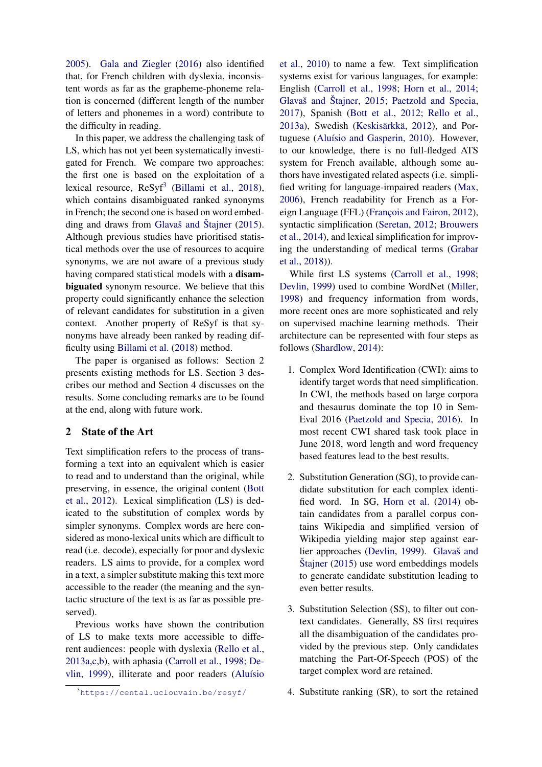2005). Gala and Ziegler (2016) also identified that, for French children with dyslexia, inconsistent words as far as the grapheme-phoneme relation is concerned (different length of the number of letters and phonemes in a word) contribute to the difficulty in reading.

In this paper, we address the challenging task of LS, which has not yet been systematically investigated for French. We compare two approaches: the first one is based on the exploitation of a lexical resource, ReSyf[3] (Billami et al., 2018), which contains disambiguated ranked synonyms in French; the second one is based on word embedding and draws from Glavaš and Štajner (2015). Although previous studies have prioritised statistical methods over the use of resources to acquire synonyms, we are not aware of a previous study having compared statistical models with a **disambiguated** synonym resource. We believe that this property could significantly enhance the selection of relevant candidates for substitution in a given context. Another property of ReSyf is that synonyms have already been ranked by reading difficulty using Billami et al. (2018) method.

The paper is organised as follows: Section 2 presents existing methods for LS. Section 3 describes our method and Section 4 discusses on the results. Some concluding remarks are to be found at the end, along with future work.

## 2 State of the Art

Text simplification refers to the process of transforming a text into an equivalent which is easier to read and to understand than the original, while preserving, in essence, the original content (Bott et al., 2012). Lexical simplification (LS) is dedicated to the substitution of complex words by simpler synonyms. Complex words are here considered as mono-lexical units which are difficult to read (i.e. decode), especially for poor and dyslexic readers. LS aims to provide, for a complex word in a text, a simpler substitute making this text more accessible to the reader (the meaning and the syntactic structure of the text is as far as possible preserved).

Previous works have shown the contribution of LS to make texts more accessible to different audiences: people with dyslexia (Rello et al., 2013a,c,b), with aphasia (Carroll et al., 1998; Devlin, 1999), illiterate and poor readers (Aluísio et al., 2010) to name a few. Text simplification systems exist for various languages, for example: English (Carroll et al., 1998; Horn et al., 2014; Glavaš and Štajner, 2015; Paetzold and Specia, 2017), Spanish (Bott et al., 2012; Rello et al., 2013a), Swedish (Keskisärkkä, 2012), and Portuguese (Aluísio and Gasperin, 2010). However, to our knowledge, there is no full-fledged ATS system for French available, although some authors have investigated related aspects (i.e. simplified writing for language-impaired readers (Max, 2006), French readability for French as a Foreign Language (FFL) (François and Fairon, 2012), syntactic simplification (Seretan, 2012; Brouwers et al., 2014), and lexical simplification for improving the understanding of medical terms (Grabar et al., 2018)).

While first LS systems (Carroll et al., 1998; Devlin, 1999) used to combine WordNet (Miller, 1998) and frequency information from words, more recent ones are more sophisticated and rely on supervised machine learning methods. Their architecture can be represented with four steps as follows (Shardlow, 2014):

1. Complex Word Identification (CWI): aims to identify target words that need simplification. In CWI, the methods based on large corpora and thesaurus dominate the top 10 in SemEval 2016 (Paetzold and Specia, 2016). In most recent CWI shared task took place in June 2018, word length and word frequency based features lead to the best results.

2. Substitution Generation (SG), to provide candidate substitution for each complex identified word. In SG, Horn et al. (2014) obtain candidates from a parallel corpus contains Wikipedia and simplified version of Wikipedia yielding major step against earlier approaches (Devlin, 1999). Glavaš and Štajner (2015) use word embeddings models to generate candidate substitution leading to even better results.

3. Substitution Selection (SS), to filter out context candidates. Generally, SS first requires all the disambiguation of the candidates provided by the previous step. Only candidates matching the Part-Of-Speech (POS) of the target complex word are retained.

4. Substitute ranking (SR), to sort the retained

[3] https://cental.uclouvain.be/resyf/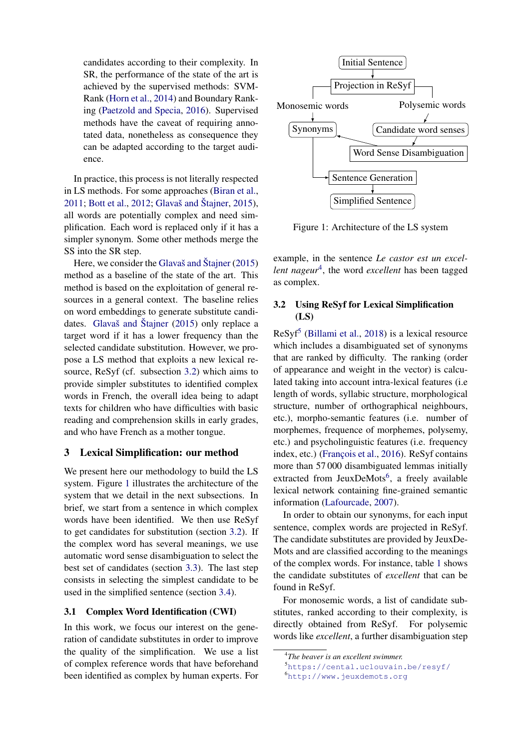candidates according to their complexity. In SR, the performance of the state of the art is achieved by the supervised methods: SVM-Rank (Horn et al., 2014) and Boundary Ranking (Paetzold and Specia, 2016). Supervised methods have the caveat of requiring annotated data, nonetheless as consequence they can be adapted according to the target audience.

In practice, this process is not literally respected in LS methods. For some approaches (Biran et al., 2011; Bott et al., 2012; Glavaš and Štajner, 2015), all words are potentially complex and need simplification. Each word is replaced only if it has a simpler synonym. Some other methods merge the SS into the SR step.

Here, we consider the Glavaš and Štajner (2015) method as a baseline of the state of the art. This method is based on the exploitation of general resources in a general context. The baseline relies on word embeddings to generate substitute candidates. Glavaš and Štajner (2015) only replace a target word if it has a lower frequency than the selected candidate substitution. However, we propose a LS method that exploits a new lexical resource, ReSyf (cf. subsection 3.2) which aims to provide simpler substitutes to identified complex words in French, the overall idea being to adapt texts for children who have difficulties with basic reading and comprehension skills in early grades, and who have French as a mother tongue.

## 3 Lexical Simplification: our method

We present here our methodology to build the LS system. Figure 1 illustrates the architecture of the system that we detail in the next subsections. In brief, we start from a sentence in which complex words have been identified. We then use ReSyf to get candidates for substitution (section 3.2). If the complex word has several meanings, we use automatic word sense disambiguation to select the best set of candidates (section 3.3). The last step consists in selecting the simplest candidate to be used in the simplified sentence (section 3.4).

### 3.1 Complex Word Identification (CWI)

In this work, we focus our interest on the generation of candidate substitutes in order to improve the quality of the simplification. We use a list of complex reference words that have beforehand been identified as complex by human experts. For

Initial Sentence → Projection in ReSyf → Monosemic words → Synonyms; Polysemic words → Candidate word senses → Word Sense Disambiguation → Synonyms → Sentence Generation → Simplified Sentence

Figure 1: Architecture of the LS system

example, in the sentence *Le castor est un excellent nageur*[4], the word *excellent* has been tagged as complex.

### 3.2 Using ReSyf for Lexical Simplification (LS)

ReSyf[5] (Billami et al., 2018) is a lexical resource which includes a disambiguated set of synonyms that are ranked by difficulty. The ranking (order of appearance and weight in the vector) is calculated taking into account intra-lexical features (i.e length of words, syllabic structure, morphological structure, number of orthographical neighbours, etc.), morpho-semantic features (i.e. number of morphemes, frequence of morphemes, polysemy, etc.) and psycholinguistic features (i.e. frequency index, etc.) (François et al., 2016). ReSyf contains more than 57 000 disambiguated lemmas initially extracted from JeuxDeMots[6], a freely available lexical network containing fine-grained semantic information (Lafourcade, 2007).

In order to obtain our synonyms, for each input sentence, complex words are projected in ReSyf. The candidate substitutes are provided by JeuxDeMots and are classified according to the meanings of the complex words. For instance, table 1 shows the candidate substitutes of *excellent* that can be found in ReSyf.

For monosemic words, a list of candidate substitutes, ranked according to their complexity, is directly obtained from ReSyf. For polysemic words like *excellent*, a further disambiguation step

[4] *The beaver is an excellent swimmer.*
[5] https://cental.uclouvain.be/resyf/
[6] http://www.jeuxdemots.org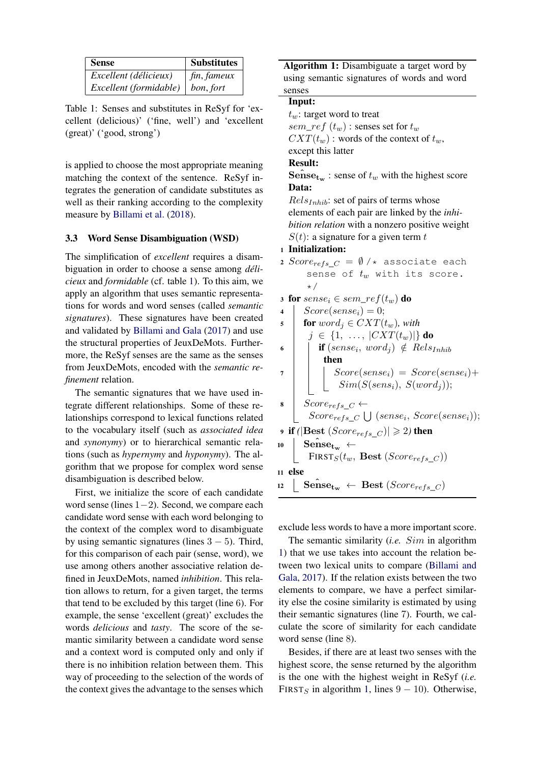| Sense | Substitutes |
| --- | --- |
| *Excellent (délicieux)* | *fin, fameux* |
| *Excellent (formidable)* | *bon, fort* |

Table 1: Senses and substitutes in ReSyf for 'excellent (delicious)' ('fine, well') and 'excellent (great)' ('good, strong')

is applied to choose the most appropriate meaning matching the context of the sentence. ReSyf integrates the generation of candidate substitutes as well as their ranking according to the complexity measure by Billami et al. (2018).

### 3.3 Word Sense Disambiguation (WSD)

The simplification of *excellent* requires a disambiguation in order to choose a sense among *délicieux* and *formidable* (cf. table 1). To this aim, we apply an algorithm that uses semantic representations for words and word senses (called *semantic signatures*). These signatures have been created and validated by Billami and Gala (2017) and use the structural properties of JeuxDeMots. Furthermore, the ReSyf senses are the same as the senses from JeuxDeMots, encoded with the *semantic refinement* relation.

The semantic signatures that we have used integrate different relationships. Some of these relationships correspond to lexical functions related to the vocabulary itself (such as *associated idea* and *synonymy*) or to hierarchical semantic relations (such as *hypernymy* and *hyponymy*). The algorithm that we propose for complex word sense disambiguation is described below.

First, we initialize the score of each candidate word sense (lines $1-2$). Second, we compare each candidate word sense with each word belonging to the context of the complex word to disambiguate by using semantic signatures (lines $3-5$). Third, for this comparison of each pair (sense, word), we use among others another associative relation defined in JeuxDeMots, named *inhibition*. This relation allows to return, for a given target, the terms that tend to be excluded by this target (line 6). For example, the sense 'excellent (great)' excludes the words *delicious* and *tasty*. The score of the semantic similarity between a candidate word sense and a context word is computed only and only if there is no inhibition relation between them. This way of proceeding to the selection of the words of the context gives the advantage to the senses which

**Algorithm 1:** Disambiguate a target word by using semantic signatures of words and word senses

**Input:**
$t_w$: target word to treat
$sem\_ref\ (t_w)$ : senses set for $t_w$
$CXT(t_w)$ : words of the context of $t_w$, except this latter

**Result:**
$\hat{\mathbf{Sense}}_{\mathbf{t_w}}$ : sense of $t_w$ with the highest score

**Data:**
$Rels_{Inhib}$: set of pairs of terms whose elements of each pair are linked by the *inhibition relation* with a nonzero positive weight
$S(t)$: a signature for a given term $t$

```
1  Initialization:
2  Score_{refs_C} = ∅ /* associate each sense of t_w with its score. */
3  for sense_i ∈ sem_ref(t_w) do
4      Score(sense_i) = 0;
5      for word_j ∈ CXT(t_w), with j ∈ {1, ..., |CXT(t_w)|} do
6          if (sense_i, word_j) ∉ Rels_{Inhib} then
7              Score(sense_i) = Score(sense_i) + Sim(S(sens_i), S(word_j));
8      Score_{refs_C} ← Score_{refs_C} ⋃ (sense_i, Score(sense_i));
9  if (|Best (Score_{refs_C})| ⩾ 2) then
10     Ŝense_{t_w} ← FIRST_S(t_w, Best (Score_{refs_C}))
11 else
12     Ŝense_{t_w} ← Best (Score_{refs_C})
```

exclude less words to have a more important score.

The semantic similarity (*i.e.* $Sim$ in algorithm 1) that we use takes into account the relation between two lexical units to compare (Billami and Gala, 2017). If the relation exists between the two elements to compare, we have a perfect similarity else the cosine similarity is estimated by using their semantic signatures (line 7). Fourth, we calculate the score of similarity for each candidate word sense (line 8).

Besides, if there are at least two senses with the highest score, the sense returned by the algorithm is the one with the highest weight in ReSyf (*i.e.* $\text{FIRST}_S$ in algorithm 1, lines $9-10$). Otherwise,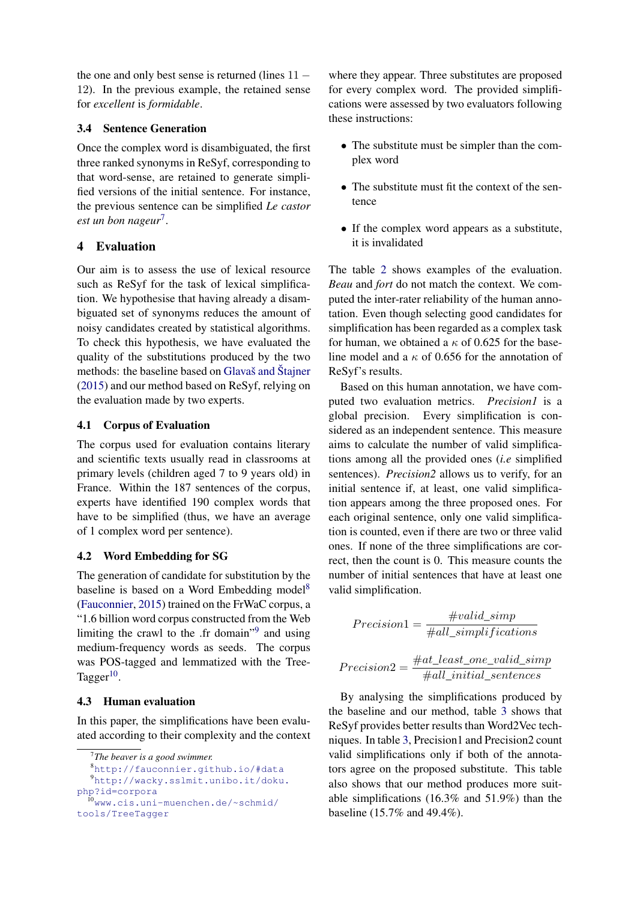the one and only best sense is returned (lines 11 – 12). In the previous example, the retained sense for *excellent* is *formidable*.

### 3.4 Sentence Generation

Once the complex word is disambiguated, the first three ranked synonyms in ReSyf, corresponding to that word-sense, are retained to generate simplified versions of the initial sentence. For instance, the previous sentence can be simplified *Le castor est un bon nageur*[7].

## 4 Evaluation

Our aim is to assess the use of lexical resource such as ReSyf for the task of lexical simplification. We hypothesise that having already a disambiguated set of synonyms reduces the amount of noisy candidates created by statistical algorithms. To check this hypothesis, we have evaluated the quality of the substitutions produced by the two methods: the baseline based on Glavaš and Štajner (2015) and our method based on ReSyf, relying on the evaluation made by two experts.

### 4.1 Corpus of Evaluation

The corpus used for evaluation contains literary and scientific texts usually read in classrooms at primary levels (children aged 7 to 9 years old) in France. Within the 187 sentences of the corpus, experts have identified 190 complex words that have to be simplified (thus, we have an average of 1 complex word per sentence).

### 4.2 Word Embedding for SG

The generation of candidate for substitution by the baseline is based on a Word Embedding model[8] (Fauconnier, 2015) trained on the FrWaC corpus, a "1.6 billion word corpus constructed from the Web limiting the crawl to the .fr domain"[9] and using medium-frequency words as seeds. The corpus was POS-tagged and lemmatized with the TreeTagger[10].

### 4.3 Human evaluation

In this paper, the simplifications have been evaluated according to their complexity and the context where they appear. Three substitutes are proposed for every complex word. The provided simplifications were assessed by two evaluators following these instructions:

- The substitute must be simpler than the complex word
- The substitute must fit the context of the sentence
- If the complex word appears as a substitute, it is invalidated

The table 2 shows examples of the evaluation. *Beau* and *fort* do not match the context. We computed the inter-rater reliability of the human annotation. Even though selecting good candidates for simplification has been regarded as a complex task for human, we obtained a $\kappa$ of 0.625 for the baseline model and a $\kappa$ of 0.656 for the annotation of ReSyf's results.

Based on this human annotation, we have computed two evaluation metrics. *Precision1* is a global precision. Every simplification is considered as an independent sentence. This measure aims to calculate the number of valid simplifications among all the provided ones (*i.e* simplified sentences). *Precision2* allows us to verify, for an initial sentence if, at least, one valid simplification appears among the three proposed ones. For each original sentence, only one valid simplification is counted, even if there are two or three valid ones. If none of the three simplifications are correct, then the count is 0. This measure counts the number of initial sentences that have at least one valid simplification.

$$Precision1 = \frac{\#valid\_simp}{\#all\_simplifications}$$

$$Precision2 = \frac{\#at\_least\_one\_valid\_simp}{\#all\_initial\_sentences}$$

By analysing the simplifications produced by the baseline and our method, table 3 shows that ReSyf provides better results than Word2Vec techniques. In table 3, Precision1 and Precision2 count valid simplifications only if both of the annotators agree on the proposed substitute. This table also shows that our method produces more suitable simplifications (16.3% and 51.9%) than the baseline (15.7% and 49.4%).

---

[7] *The beaver is a good swimmer.*

[8] http://fauconnier.github.io/#data

[9] http://wacky.sslmit.unibo.it/doku.php?id=corpora

[10] www.cis.uni-muenchen.de/~schmid/tools/TreeTagger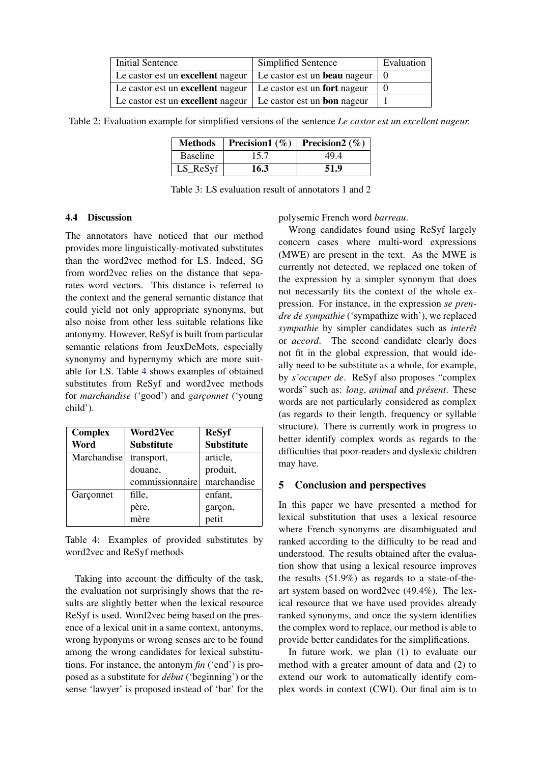| Initial Sentence | Simplified Sentence | Evaluation |
|---|---|---|
| Le castor est un **excellent** nageur | Le castor est un **beau** nageur | 0 |
| Le castor est un **excellent** nageur | Le castor est un **fort** nageur | 0 |
| Le castor est un **excellent** nageur | Le castor est un **bon** nageur | 1 |

Table 2: Evaluation example for simplified versions of the sentence *Le castor est un excellent nageur.*

| Methods | Precision1 (%) | Precision2 (%) |
|---|---|---|
| Baseline | 15.7 | 49.4 |
| LS_ReSyf | **16.3** | **51.9** |

Table 3: LS evaluation result of annotators 1 and 2

### 4.4 Discussion

The annotators have noticed that our method provides more linguistically-motivated substitutes than the word2vec method for LS. Indeed, SG from word2vec relies on the distance that separates word vectors. This distance is referred to the context and the general semantic distance that could yield not only appropriate synonyms, but also noise from other less suitable relations like antonymy. However, ReSyf is built from particular semantic relations from JeuxDeMots, especially synonymy and hypernymy which are more suitable for LS. Table 4 shows examples of obtained substitutes from ReSyf and word2vec methods for *marchandise* ('good') and *garçonnet* ('young child').

| Complex Word | Word2Vec Substitute | ReSyf Substitute |
|---|---|---|
| Marchandise | transport, douane, commissionnaire | article, produit, marchandise |
| Garçonnet | fille, père, mère | enfant, garçon, petit |

Table 4: Examples of provided substitutes by word2vec and ReSyf methods

Taking into account the difficulty of the task, the evaluation not surprisingly shows that the results are slightly better when the lexical resource ReSyf is used. Word2vec being based on the presence of a lexical unit in a same context, antonyms, wrong hyponyms or wrong senses are to be found among the wrong candidates for lexical substitutions. For instance, the antonym *fin* ('end') is proposed as a substitute for *début* ('beginning') or the sense 'lawyer' is proposed instead of 'bar' for the polysemic French word *barreau*.

Wrong candidates found using ReSyf largely concern cases where multi-word expressions (MWE) are present in the text. As the MWE is currently not detected, we replaced one token of the expression by a simpler synonym that does not necessarily fits the context of the whole expression. For instance, in the expression *se prendre de sympathie* ('sympathize with'), we replaced *sympathie* by simpler candidates such as *interêt* or *accord*. The second candidate clearly does not fit in the global expression, that would ideally need to be substitute as a whole, for example, by *s'occuper de*. ReSyf also proposes "complex words" such as: *long*, *animal* and *présent*. These words are not particularly considered as complex (as regards to their length, frequency or syllable structure). There is currently work in progress to better identify complex words as regards to the difficulties that poor-readers and dyslexic children may have.

## 5 Conclusion and perspectives

In this paper we have presented a method for lexical substitution that uses a lexical resource where French synonyms are disambiguated and ranked according to the difficulty to be read and understood. The results obtained after the evaluation show that using a lexical resource improves the results (51.9%) as regards to a state-of-the-art system based on word2vec (49.4%). The lexical resource that we have used provides already ranked synonyms, and once the system identifies the complex word to replace, our method is able to provide better candidates for the simplifications.

In future work, we plan (1) to evaluate our method with a greater amount of data and (2) to extend our work to automatically identify complex words in context (CWI). Our final aim is to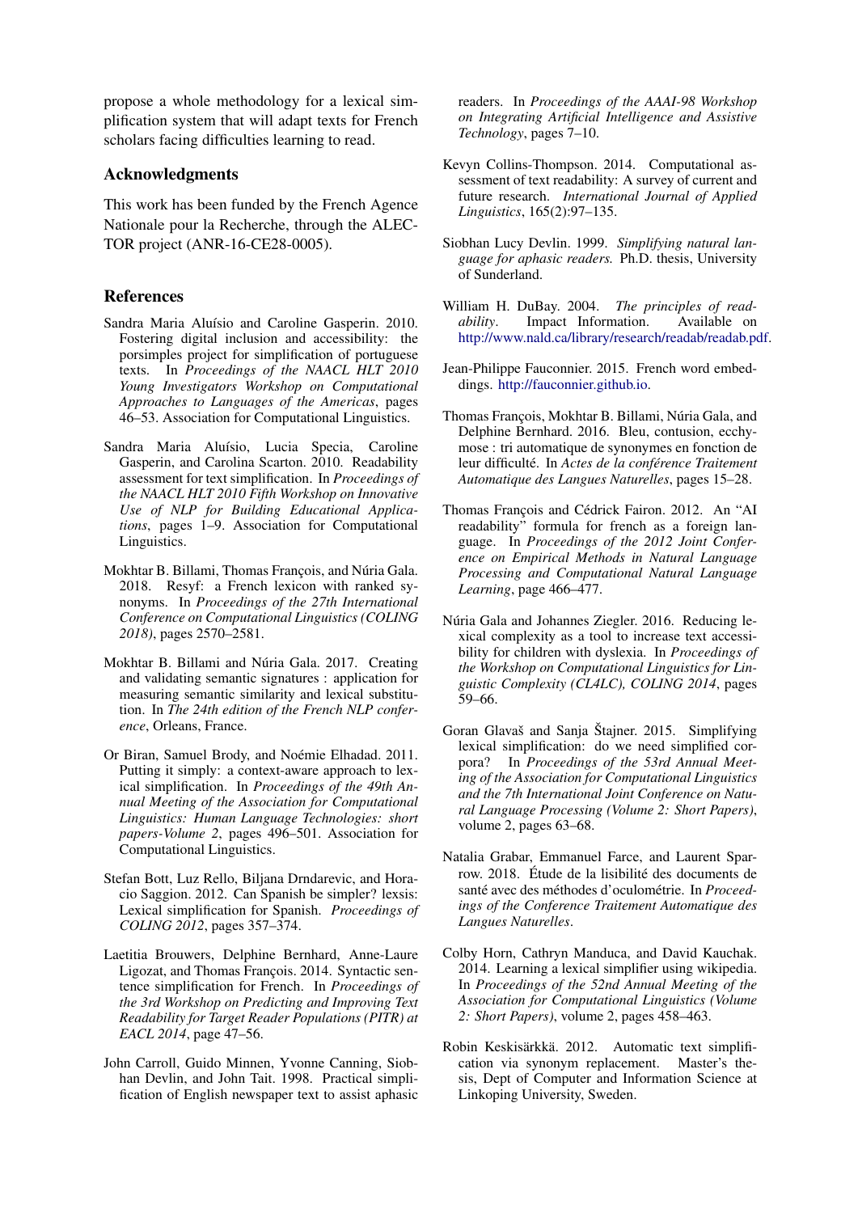propose a whole methodology for a lexical simplification system that will adapt texts for French scholars facing difficulties learning to read.

## Acknowledgments

This work has been funded by the French Agence Nationale pour la Recherche, through the ALECTOR project (ANR-16-CE28-0005).

## References

Sandra Maria Aluísio and Caroline Gasperin. 2010. Fostering digital inclusion and accessibility: the porsimples project for simplification of portuguese texts. In *Proceedings of the NAACL HLT 2010 Young Investigators Workshop on Computational Approaches to Languages of the Americas*, pages 46–53. Association for Computational Linguistics.

Sandra Maria Aluísio, Lucia Specia, Caroline Gasperin, and Carolina Scarton. 2010. Readability assessment for text simplification. In *Proceedings of the NAACL HLT 2010 Fifth Workshop on Innovative Use of NLP for Building Educational Applications*, pages 1–9. Association for Computational Linguistics.

Mokhtar B. Billami, Thomas François, and Núria Gala. 2018. Resyf: a French lexicon with ranked synonyms. In *Proceedings of the 27th International Conference on Computational Linguistics (COLING 2018)*, pages 2570–2581.

Mokhtar B. Billami and Núria Gala. 2017. Creating and validating semantic signatures : application for measuring semantic similarity and lexical substitution. In *The 24th edition of the French NLP conference*, Orleans, France.

Or Biran, Samuel Brody, and Noémie Elhadad. 2011. Putting it simply: a context-aware approach to lexical simplification. In *Proceedings of the 49th Annual Meeting of the Association for Computational Linguistics: Human Language Technologies: short papers-Volume 2*, pages 496–501. Association for Computational Linguistics.

Stefan Bott, Luz Rello, Biljana Drndarevic, and Horacio Saggion. 2012. Can Spanish be simpler? lexsis: Lexical simplification for Spanish. *Proceedings of COLING 2012*, pages 357–374.

Laetitia Brouwers, Delphine Bernhard, Anne-Laure Ligozat, and Thomas François. 2014. Syntactic sentence simplification for French. In *Proceedings of the 3rd Workshop on Predicting and Improving Text Readability for Target Reader Populations (PITR) at EACL 2014*, page 47–56.

John Carroll, Guido Minnen, Yvonne Canning, Siobhan Devlin, and John Tait. 1998. Practical simplification of English newspaper text to assist aphasic readers. In *Proceedings of the AAAI-98 Workshop on Integrating Artificial Intelligence and Assistive Technology*, pages 7–10.

Kevyn Collins-Thompson. 2014. Computational assessment of text readability: A survey of current and future research. *International Journal of Applied Linguistics*, 165(2):97–135.

Siobhan Lucy Devlin. 1999. *Simplifying natural language for aphasic readers.* Ph.D. thesis, University of Sunderland.

William H. DuBay. 2004. *The principles of readability*. Impact Information. Available on http://www.nald.ca/library/research/readab/readab.pdf.

Jean-Philippe Fauconnier. 2015. French word embeddings. http://fauconnier.github.io.

Thomas François, Mokhtar B. Billami, Núria Gala, and Delphine Bernhard. 2016. Bleu, contusion, ecchymose : tri automatique de synonymes en fonction de leur difficulté. In *Actes de la conférence Traitement Automatique des Langues Naturelles*, pages 15–28.

Thomas François and Cédrick Fairon. 2012. An "AI readability" formula for french as a foreign language. In *Proceedings of the 2012 Joint Conference on Empirical Methods in Natural Language Processing and Computational Natural Language Learning*, page 466–477.

Núria Gala and Johannes Ziegler. 2016. Reducing lexical complexity as a tool to increase text accessibility for children with dyslexia. In *Proceedings of the Workshop on Computational Linguistics for Linguistic Complexity (CL4LC), COLING 2014*, pages 59–66.

Goran Glavaš and Sanja Štajner. 2015. Simplifying lexical simplification: do we need simplified corpora? In *Proceedings of the 53rd Annual Meeting of the Association for Computational Linguistics and the 7th International Joint Conference on Natural Language Processing (Volume 2: Short Papers)*, volume 2, pages 63–68.

Natalia Grabar, Emmanuel Farce, and Laurent Sparrow. 2018. Étude de la lisibilité des documents de santé avec des méthodes d'oculométrie. In *Proceedings of the Conference Traitement Automatique des Langues Naturelles*.

Colby Horn, Cathryn Manduca, and David Kauchak. 2014. Learning a lexical simplifier using wikipedia. In *Proceedings of the 52nd Annual Meeting of the Association for Computational Linguistics (Volume 2: Short Papers)*, volume 2, pages 458–463.

Robin Keskisärkkä. 2012. Automatic text simplification via synonym replacement. Master's thesis, Dept of Computer and Information Science at Linkoping University, Sweden.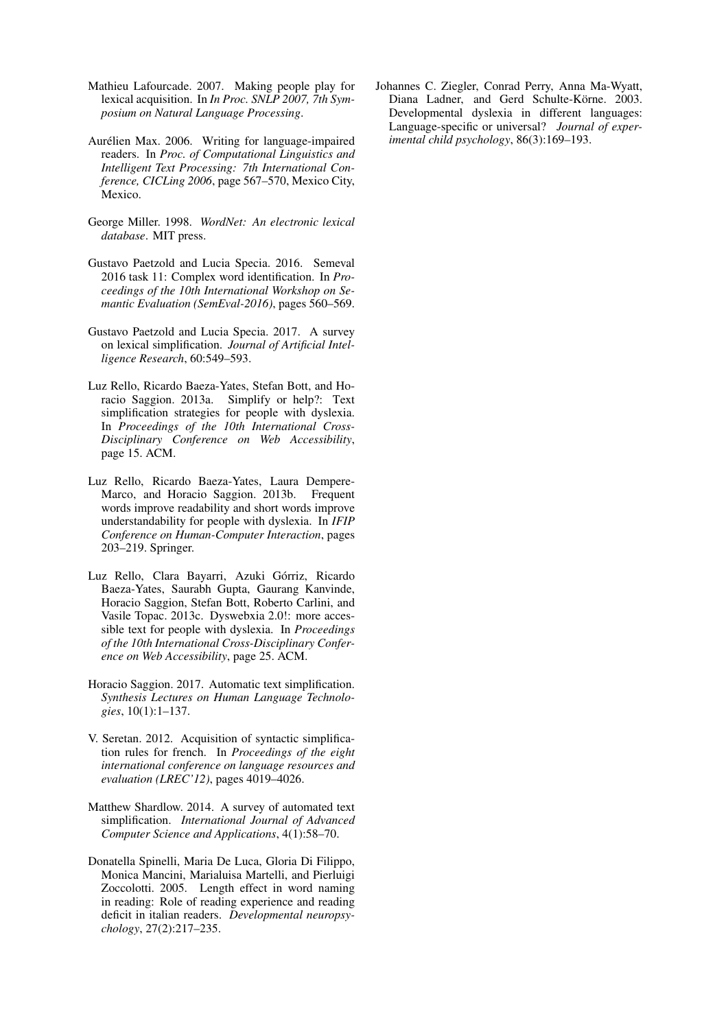Mathieu Lafourcade. 2007. Making people play for lexical acquisition. In *In Proc. SNLP 2007, 7th Symposium on Natural Language Processing*.

Aurélien Max. 2006. Writing for language-impaired readers. In *Proc. of Computational Linguistics and Intelligent Text Processing: 7th International Conference, CICLing 2006*, page 567–570, Mexico City, Mexico.

George Miller. 1998. *WordNet: An electronic lexical database*. MIT press.

Gustavo Paetzold and Lucia Specia. 2016. Semeval 2016 task 11: Complex word identification. In *Proceedings of the 10th International Workshop on Semantic Evaluation (SemEval-2016)*, pages 560–569.

Gustavo Paetzold and Lucia Specia. 2017. A survey on lexical simplification. *Journal of Artificial Intelligence Research*, 60:549–593.

Luz Rello, Ricardo Baeza-Yates, Stefan Bott, and Horacio Saggion. 2013a. Simplify or help?: Text simplification strategies for people with dyslexia. In *Proceedings of the 10th International Cross-Disciplinary Conference on Web Accessibility*, page 15. ACM.

Luz Rello, Ricardo Baeza-Yates, Laura Dempere-Marco, and Horacio Saggion. 2013b. Frequent words improve readability and short words improve understandability for people with dyslexia. In *IFIP Conference on Human-Computer Interaction*, pages 203–219. Springer.

Luz Rello, Clara Bayarri, Azuki Górriz, Ricardo Baeza-Yates, Saurabh Gupta, Gaurang Kanvinde, Horacio Saggion, Stefan Bott, Roberto Carlini, and Vasile Topac. 2013c. Dyswebxia 2.0!: more accessible text for people with dyslexia. In *Proceedings of the 10th International Cross-Disciplinary Conference on Web Accessibility*, page 25. ACM.

Horacio Saggion. 2017. Automatic text simplification. *Synthesis Lectures on Human Language Technologies*, 10(1):1–137.

V. Seretan. 2012. Acquisition of syntactic simplification rules for french. In *Proceedings of the eight international conference on language resources and evaluation (LREC'12)*, pages 4019–4026.

Matthew Shardlow. 2014. A survey of automated text simplification. *International Journal of Advanced Computer Science and Applications*, 4(1):58–70.

Donatella Spinelli, Maria De Luca, Gloria Di Filippo, Monica Mancini, Marialuisa Martelli, and Pierluigi Zoccolotti. 2005. Length effect in word naming in reading: Role of reading experience and reading deficit in italian readers. *Developmental neuropsychology*, 27(2):217–235.

Johannes C. Ziegler, Conrad Perry, Anna Ma-Wyatt, Diana Ladner, and Gerd Schulte-Körne. 2003. Developmental dyslexia in different languages: Language-specific or universal? *Journal of experimental child psychology*, 86(3):169–193.